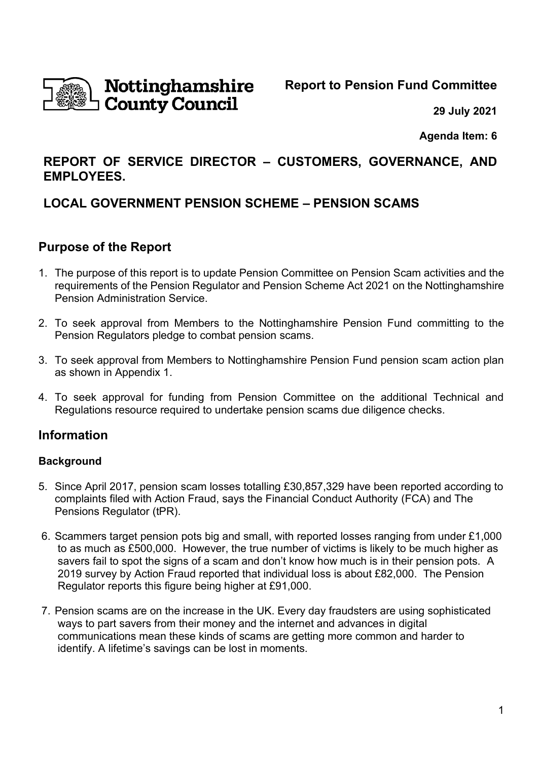Nottinghamshire County Council

**Report to Pension Fund Committee**

**29 July 2021**

**Agenda Item: 6**

## REPORT OF SERVICE DIRECTOR – CUSTOMERS, GOVERNANCE, AND EMPLOYEES.

## LOCAL GOVERNMENT PENSION SCHEME – PENSION SCAMS

## Purpose of the Report

1. The purpose of this report is to update Pension Committee on Pension Scam activities and the requirements of the Pension Regulator and Pension Scheme Act 2021 on the Nottinghamshire Pension Administration Service.

2. To seek approval from Members to the Nottinghamshire Pension Fund committing to the Pension Regulators pledge to combat pension scams.

3. To seek approval from Members to Nottinghamshire Pension Fund pension scam action plan as shown in Appendix 1.

4. To seek approval for funding from Pension Committee on the additional Technical and Regulations resource required to undertake pension scams due diligence checks.

## Information

### Background

5. Since April 2017, pension scam losses totalling £30,857,329 have been reported according to complaints filed with Action Fraud, says the Financial Conduct Authority (FCA) and The Pensions Regulator (tPR).

6. Scammers target pension pots big and small, with reported losses ranging from under £1,000 to as much as £500,000. However, the true number of victims is likely to be much higher as savers fail to spot the signs of a scam and don't know how much is in their pension pots. A 2019 survey by Action Fraud reported that individual loss is about £82,000. The Pension Regulator reports this figure being higher at £91,000.

7. Pension scams are on the increase in the UK. Every day fraudsters are using sophisticated ways to part savers from their money and the internet and advances in digital communications mean these kinds of scams are getting more common and harder to identify. A lifetime's savings can be lost in moments.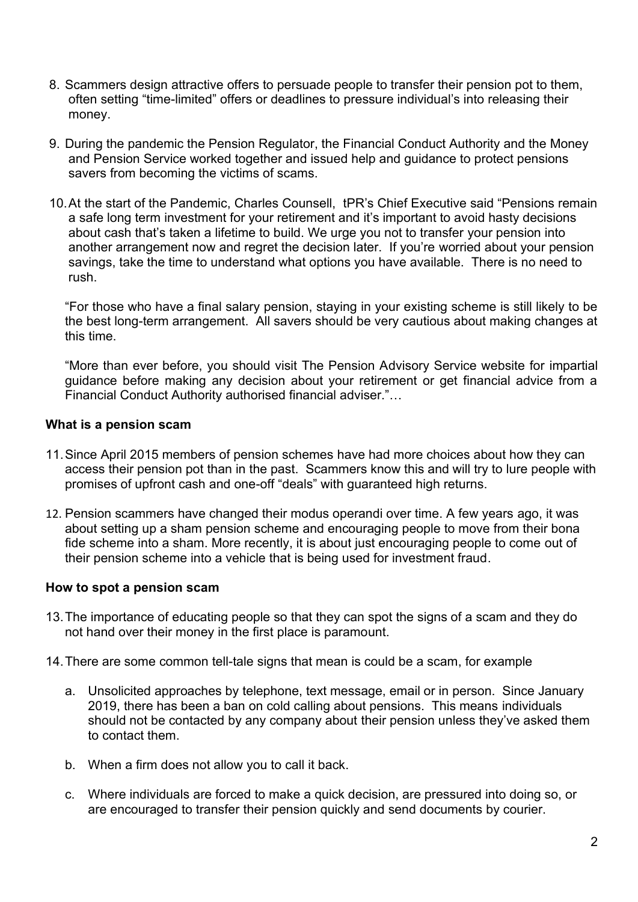8. Scammers design attractive offers to persuade people to transfer their pension pot to them, often setting "time-limited" offers or deadlines to pressure individual's into releasing their money.

9. During the pandemic the Pension Regulator, the Financial Conduct Authority and the Money and Pension Service worked together and issued help and guidance to protect pensions savers from becoming the victims of scams.

10. At the start of the Pandemic, Charles Counsell, tPR's Chief Executive said "Pensions remain a safe long term investment for your retirement and it's important to avoid hasty decisions about cash that's taken a lifetime to build. We urge you not to transfer your pension into another arrangement now and regret the decision later. If you're worried about your pension savings, take the time to understand what options you have available. There is no need to rush.

    "For those who have a final salary pension, staying in your existing scheme is still likely to be the best long-term arrangement. All savers should be very cautious about making changes at this time.

    "More than ever before, you should visit The Pension Advisory Service website for impartial guidance before making any decision about your retirement or get financial advice from a Financial Conduct Authority authorised financial adviser."…

**What is a pension scam**

11. Since April 2015 members of pension schemes have had more choices about how they can access their pension pot than in the past. Scammers know this and will try to lure people with promises of upfront cash and one-off "deals" with guaranteed high returns.

12. Pension scammers have changed their modus operandi over time. A few years ago, it was about setting up a sham pension scheme and encouraging people to move from their bona fide scheme into a sham. More recently, it is about just encouraging people to come out of their pension scheme into a vehicle that is being used for investment fraud.

**How to spot a pension scam**

13. The importance of educating people so that they can spot the signs of a scam and they do not hand over their money in the first place is paramount.

14. There are some common tell-tale signs that mean is could be a scam, for example

    a. Unsolicited approaches by telephone, text message, email or in person. Since January 2019, there has been a ban on cold calling about pensions. This means individuals should not be contacted by any company about their pension unless they've asked them to contact them.

    b. When a firm does not allow you to call it back.

    c. Where individuals are forced to make a quick decision, are pressured into doing so, or are encouraged to transfer their pension quickly and send documents by courier.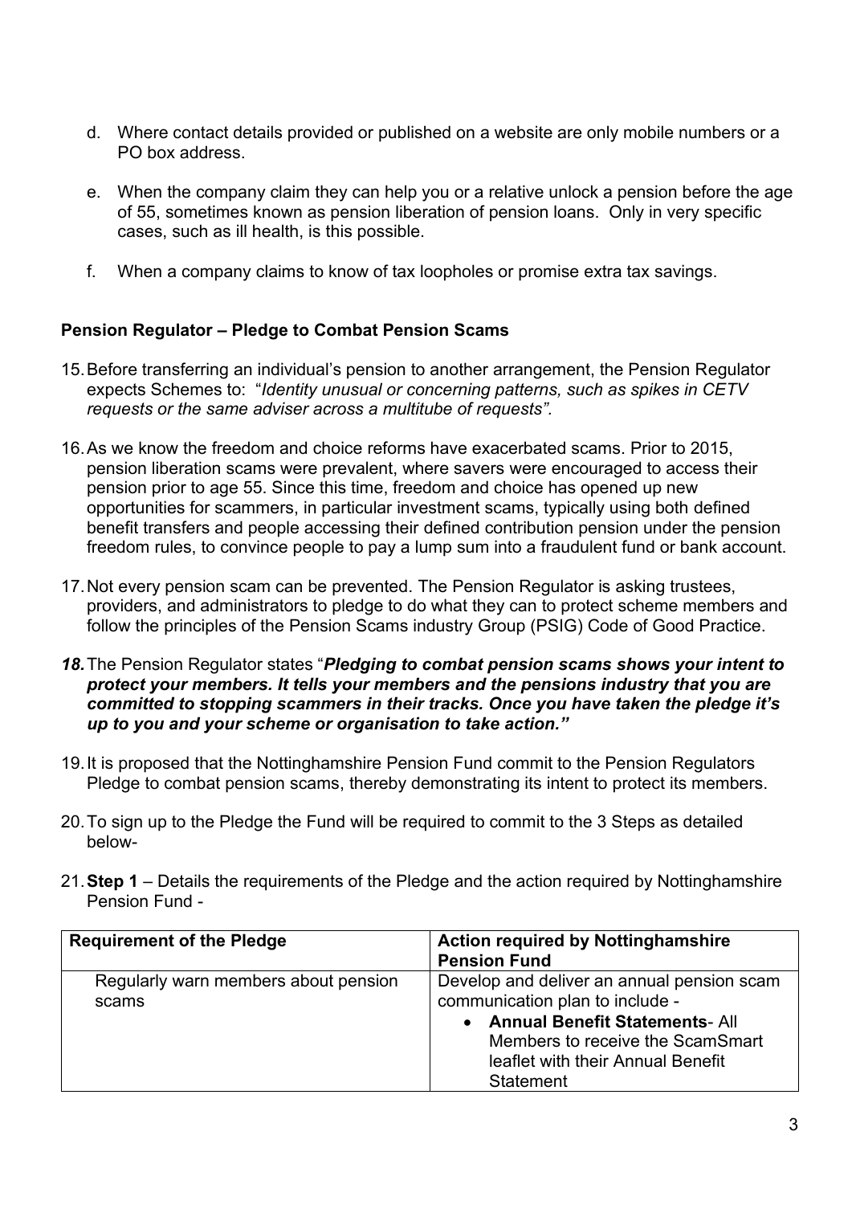d. Where contact details provided or published on a website are only mobile numbers or a PO box address.

e. When the company claim they can help you or a relative unlock a pension before the age of 55, sometimes known as pension liberation of pension loans. Only in very specific cases, such as ill health, is this possible.

f. When a company claims to know of tax loopholes or promise extra tax savings.

**Pension Regulator – Pledge to Combat Pension Scams**

15. Before transferring an individual's pension to another arrangement, the Pension Regulator expects Schemes to: "*Identity unusual or concerning patterns, such as spikes in CETV requests or the same adviser across a multitube of requests".*

16. As we know the freedom and choice reforms have exacerbated scams. Prior to 2015, pension liberation scams were prevalent, where savers were encouraged to access their pension prior to age 55. Since this time, freedom and choice has opened up new opportunities for scammers, in particular investment scams, typically using both defined benefit transfers and people accessing their defined contribution pension under the pension freedom rules, to convince people to pay a lump sum into a fraudulent fund or bank account.

17. Not every pension scam can be prevented. The Pension Regulator is asking trustees, providers, and administrators to pledge to do what they can to protect scheme members and follow the principles of the Pension Scams industry Group (PSIG) Code of Good Practice.

***18.*** The Pension Regulator states "***Pledging to combat pension scams shows your intent to protect your members. It tells your members and the pensions industry that you are committed to stopping scammers in their tracks. Once you have taken the pledge it's up to you and your scheme or organisation to take action."***

19. It is proposed that the Nottinghamshire Pension Fund commit to the Pension Regulators Pledge to combat pension scams, thereby demonstrating its intent to protect its members.

20. To sign up to the Pledge the Fund will be required to commit to the 3 Steps as detailed below-

21. **Step 1** – Details the requirements of the Pledge and the action required by Nottinghamshire Pension Fund -

| Requirement of the Pledge | Action required by Nottinghamshire Pension Fund |
|---|---|
| Regularly warn members about pension scams | Develop and deliver an annual pension scam communication plan to include - <br>• **Annual Benefit Statements**- All Members to receive the ScamSmart leaflet with their Annual Benefit Statement |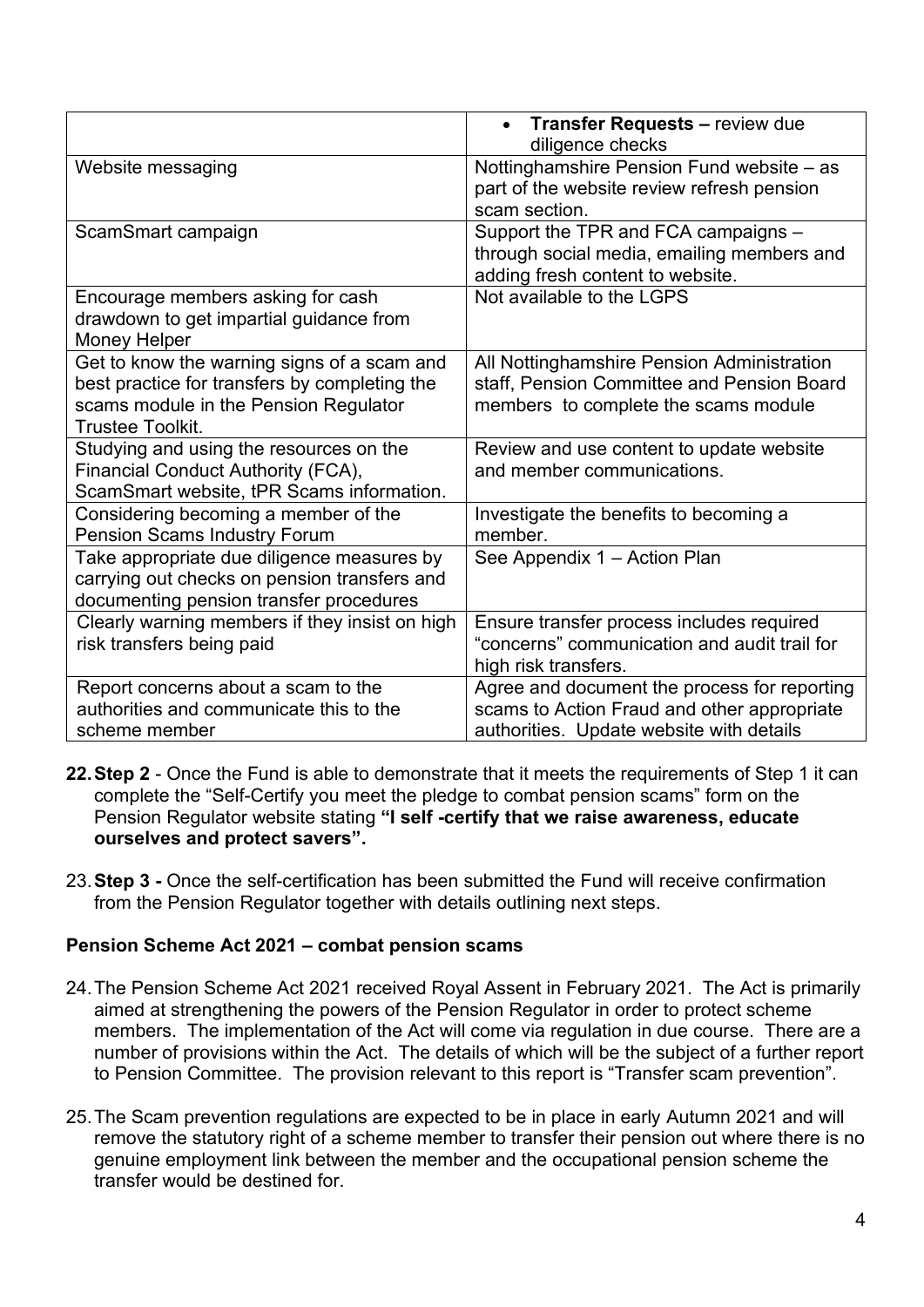| | |
|---|---|
| | • **Transfer Requests –** review due diligence checks |
| Website messaging | Nottinghamshire Pension Fund website – as part of the website review refresh pension scam section. |
| ScamSmart campaign | Support the TPR and FCA campaigns – through social media, emailing members and adding fresh content to website. |
| Encourage members asking for cash drawdown to get impartial guidance from Money Helper | Not available to the LGPS |
| Get to know the warning signs of a scam and best practice for transfers by completing the scams module in the Pension Regulator Trustee Toolkit. | All Nottinghamshire Pension Administration staff, Pension Committee and Pension Board members to complete the scams module |
| Studying and using the resources on the Financial Conduct Authority (FCA), ScamSmart website, tPR Scams information. | Review and use content to update website and member communications. |
| Considering becoming a member of the Pension Scams Industry Forum | Investigate the benefits to becoming a member. |
| Take appropriate due diligence measures by carrying out checks on pension transfers and documenting pension transfer procedures | See Appendix 1 – Action Plan |
| Clearly warning members if they insist on high risk transfers being paid | Ensure transfer process includes required "concerns" communication and audit trail for high risk transfers. |
| Report concerns about a scam to the authorities and communicate this to the scheme member | Agree and document the process for reporting scams to Action Fraud and other appropriate authorities. Update website with details |

22. **Step 2** - Once the Fund is able to demonstrate that it meets the requirements of Step 1 it can complete the "Self-Certify you meet the pledge to combat pension scams" form on the Pension Regulator website stating **"I self -certify that we raise awareness, educate ourselves and protect savers".**

23. **Step 3 -** Once the self-certification has been submitted the Fund will receive confirmation from the Pension Regulator together with details outlining next steps.

**Pension Scheme Act 2021 – combat pension scams**

24. The Pension Scheme Act 2021 received Royal Assent in February 2021. The Act is primarily aimed at strengthening the powers of the Pension Regulator in order to protect scheme members. The implementation of the Act will come via regulation in due course. There are a number of provisions within the Act. The details of which will be the subject of a further report to Pension Committee. The provision relevant to this report is "Transfer scam prevention".

25. The Scam prevention regulations are expected to be in place in early Autumn 2021 and will remove the statutory right of a scheme member to transfer their pension out where there is no genuine employment link between the member and the occupational pension scheme the transfer would be destined for.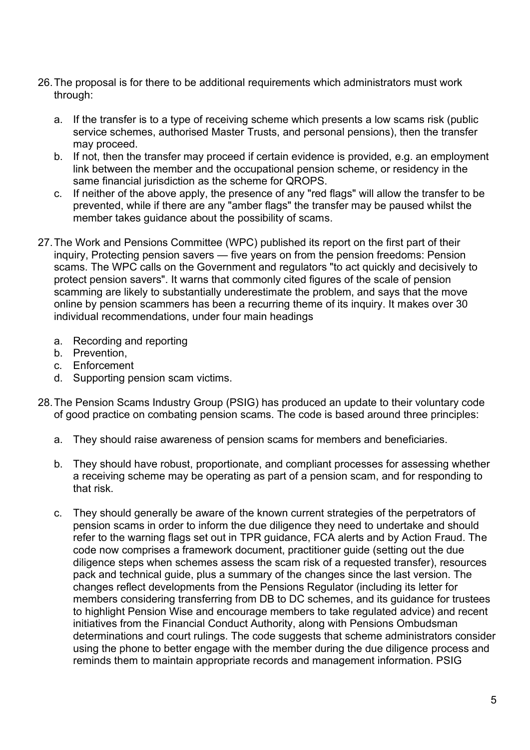26. The proposal is for there to be additional requirements which administrators must work through:

    a. If the transfer is to a type of receiving scheme which presents a low scams risk (public service schemes, authorised Master Trusts, and personal pensions), then the transfer may proceed.
    b. If not, then the transfer may proceed if certain evidence is provided, e.g. an employment link between the member and the occupational pension scheme, or residency in the same financial jurisdiction as the scheme for QROPS.
    c. If neither of the above apply, the presence of any "red flags" will allow the transfer to be prevented, while if there are any "amber flags" the transfer may be paused whilst the member takes guidance about the possibility of scams.

27. The Work and Pensions Committee (WPC) published its report on the first part of their inquiry, Protecting pension savers — five years on from the pension freedoms: Pension scams. The WPC calls on the Government and regulators "to act quickly and decisively to protect pension savers". It warns that commonly cited figures of the scale of pension scamming are likely to substantially underestimate the problem, and says that the move online by pension scammers has been a recurring theme of its inquiry. It makes over 30 individual recommendations, under four main headings

    a. Recording and reporting
    b. Prevention,
    c. Enforcement
    d. Supporting pension scam victims.

28. The Pension Scams Industry Group (PSIG) has produced an update to their voluntary code of good practice on combating pension scams. The code is based around three principles:

    a. They should raise awareness of pension scams for members and beneficiaries.

    b. They should have robust, proportionate, and compliant processes for assessing whether a receiving scheme may be operating as part of a pension scam, and for responding to that risk.

    c. They should generally be aware of the known current strategies of the perpetrators of pension scams in order to inform the due diligence they need to undertake and should refer to the warning flags set out in TPR guidance, FCA alerts and by Action Fraud. The code now comprises a framework document, practitioner guide (setting out the due diligence steps when schemes assess the scam risk of a requested transfer), resources pack and technical guide, plus a summary of the changes since the last version. The changes reflect developments from the Pensions Regulator (including its letter for members considering transferring from DB to DC schemes, and its guidance for trustees to highlight Pension Wise and encourage members to take regulated advice) and recent initiatives from the Financial Conduct Authority, along with Pensions Ombudsman determinations and court rulings. The code suggests that scheme administrators consider using the phone to better engage with the member during the due diligence process and reminds them to maintain appropriate records and management information. PSIG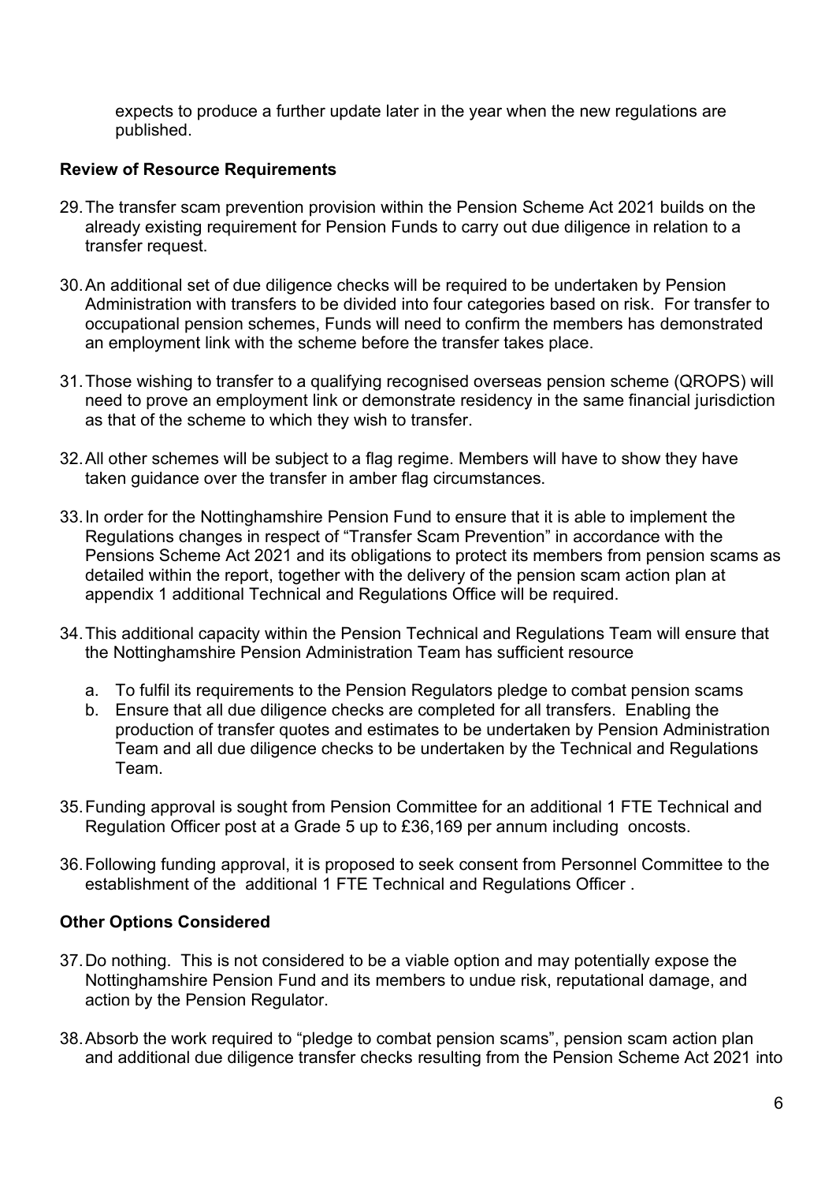expects to produce a further update later in the year when the new regulations are published.

**Review of Resource Requirements**

29. The transfer scam prevention provision within the Pension Scheme Act 2021 builds on the already existing requirement for Pension Funds to carry out due diligence in relation to a transfer request.

30. An additional set of due diligence checks will be required to be undertaken by Pension Administration with transfers to be divided into four categories based on risk. For transfer to occupational pension schemes, Funds will need to confirm the members has demonstrated an employment link with the scheme before the transfer takes place.

31. Those wishing to transfer to a qualifying recognised overseas pension scheme (QROPS) will need to prove an employment link or demonstrate residency in the same financial jurisdiction as that of the scheme to which they wish to transfer.

32. All other schemes will be subject to a flag regime. Members will have to show they have taken guidance over the transfer in amber flag circumstances.

33. In order for the Nottinghamshire Pension Fund to ensure that it is able to implement the Regulations changes in respect of "Transfer Scam Prevention" in accordance with the Pensions Scheme Act 2021 and its obligations to protect its members from pension scams as detailed within the report, together with the delivery of the pension scam action plan at appendix 1 additional Technical and Regulations Office will be required.

34. This additional capacity within the Pension Technical and Regulations Team will ensure that the Nottinghamshire Pension Administration Team has sufficient resource

    a. To fulfil its requirements to the Pension Regulators pledge to combat pension scams
    b. Ensure that all due diligence checks are completed for all transfers. Enabling the production of transfer quotes and estimates to be undertaken by Pension Administration Team and all due diligence checks to be undertaken by the Technical and Regulations Team.

35. Funding approval is sought from Pension Committee for an additional 1 FTE Technical and Regulation Officer post at a Grade 5 up to £36,169 per annum including oncosts.

36. Following funding approval, it is proposed to seek consent from Personnel Committee to the establishment of the additional 1 FTE Technical and Regulations Officer .

**Other Options Considered**

37. Do nothing. This is not considered to be a viable option and may potentially expose the Nottinghamshire Pension Fund and its members to undue risk, reputational damage, and action by the Pension Regulator.

38. Absorb the work required to "pledge to combat pension scams", pension scam action plan and additional due diligence transfer checks resulting from the Pension Scheme Act 2021 into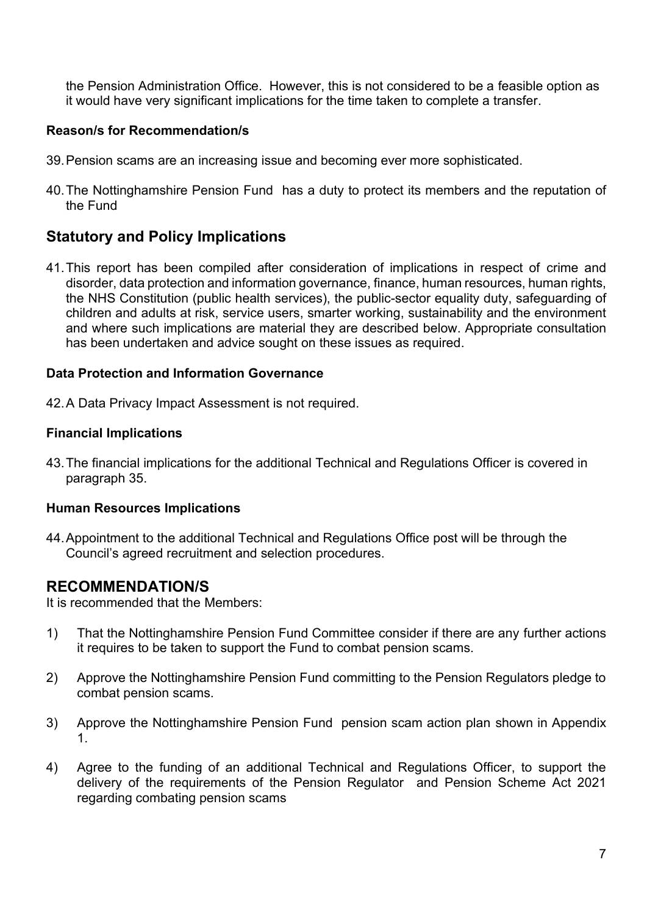the Pension Administration Office. However, this is not considered to be a feasible option as it would have very significant implications for the time taken to complete a transfer.

**Reason/s for Recommendation/s**

39. Pension scams are an increasing issue and becoming ever more sophisticated.

40. The Nottinghamshire Pension Fund has a duty to protect its members and the reputation of the Fund

## Statutory and Policy Implications

41. This report has been compiled after consideration of implications in respect of crime and disorder, data protection and information governance, finance, human resources, human rights, the NHS Constitution (public health services), the public-sector equality duty, safeguarding of children and adults at risk, service users, smarter working, sustainability and the environment and where such implications are material they are described below. Appropriate consultation has been undertaken and advice sought on these issues as required.

**Data Protection and Information Governance**

42. A Data Privacy Impact Assessment is not required.

**Financial Implications**

43. The financial implications for the additional Technical and Regulations Officer is covered in paragraph 35.

**Human Resources Implications**

44. Appointment to the additional Technical and Regulations Office post will be through the Council's agreed recruitment and selection procedures.

## RECOMMENDATION/S

It is recommended that the Members:

1) That the Nottinghamshire Pension Fund Committee consider if there are any further actions it requires to be taken to support the Fund to combat pension scams.

2) Approve the Nottinghamshire Pension Fund committing to the Pension Regulators pledge to combat pension scams.

3) Approve the Nottinghamshire Pension Fund pension scam action plan shown in Appendix 1.

4) Agree to the funding of an additional Technical and Regulations Officer, to support the delivery of the requirements of the Pension Regulator and Pension Scheme Act 2021 regarding combating pension scams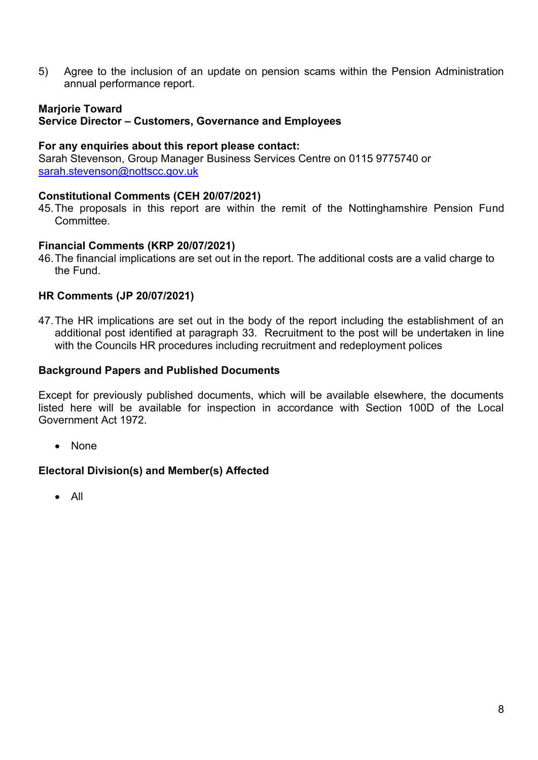5) Agree to the inclusion of an update on pension scams within the Pension Administration annual performance report.

**Marjorie Toward**
**Service Director – Customers, Governance and Employees**

**For any enquiries about this report please contact:**
Sarah Stevenson, Group Manager Business Services Centre on 0115 9775740 or sarah.stevenson@nottscc.gov.uk

**Constitutional Comments (CEH 20/07/2021)**

45. The proposals in this report are within the remit of the Nottinghamshire Pension Fund Committee.

**Financial Comments (KRP 20/07/2021)**

46. The financial implications are set out in the report. The additional costs are a valid charge to the Fund.

**HR Comments (JP 20/07/2021)**

47. The HR implications are set out in the body of the report including the establishment of an additional post identified at paragraph 33. Recruitment to the post will be undertaken in line with the Councils HR procedures including recruitment and redeployment polices

**Background Papers and Published Documents**

Except for previously published documents, which will be available elsewhere, the documents listed here will be available for inspection in accordance with Section 100D of the Local Government Act 1972.

- None

**Electoral Division(s) and Member(s) Affected**

- All